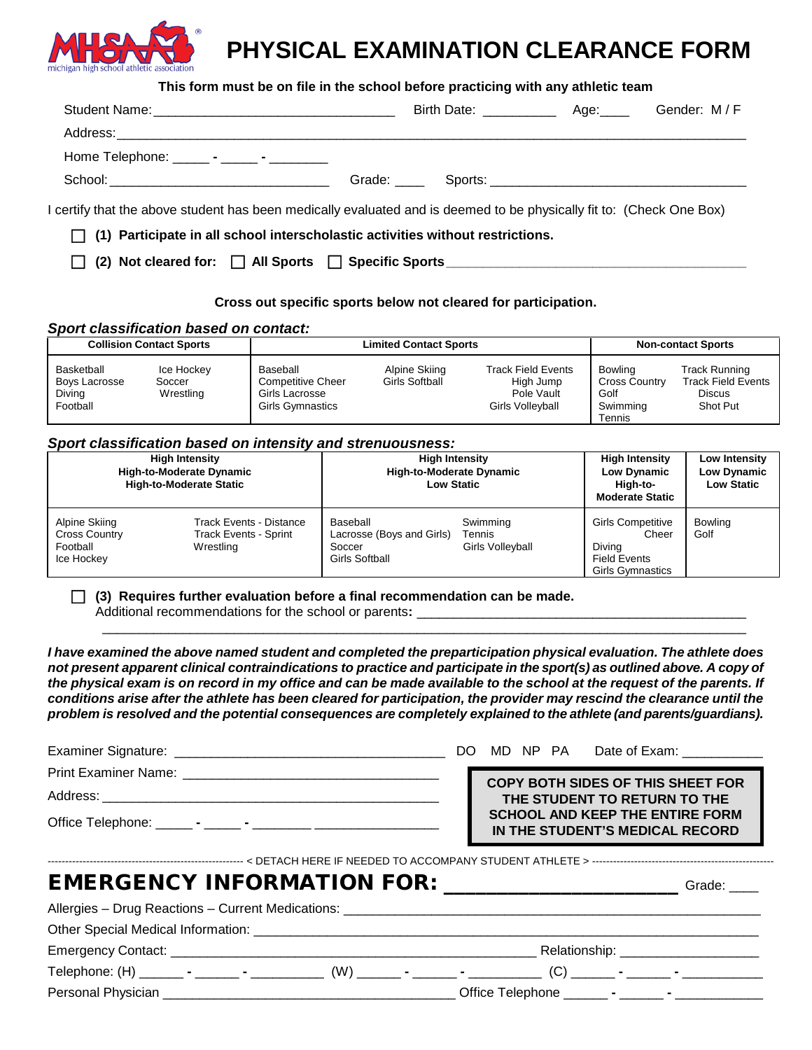# PHYSICAL EXAMINATION CLEARANCE FORM

michigan high school athletic association

**This form must be on file in the school before practicing with any athletic team**

Student Name: ______________________________ Birth Date: __________ Age:____ Gender: M / F

Address: ______________________________________________________________________________

Home Telephone: _____ - _____ - ________

School: ___________________________ Grade: ____ Sports: ______________________________

I certify that the above student has been medically evaluated and is deemed to be physically fit to: (Check One Box)

☐ **(1) Participate in all school interscholastic activities without restrictions.**

☐ **(2) Not cleared for:** ☐ **All Sports** ☐ **Specific Sports** ______________________________

**Cross out specific sports below not cleared for participation.**

***Sport classification based on contact:***

| Collision Contact Sports | | Limited Contact Sports | | | Non-contact Sports | |
|---|---|---|---|---|---|---|
| Basketball<br>Boys Lacrosse<br>Diving<br>Football | Ice Hockey<br>Soccer<br>Wrestling | Baseball<br>Competitive Cheer<br>Girls Lacrosse<br>Girls Gymnastics | Alpine Skiing<br>Girls Softball | Track Field Events<br>High Jump<br>Pole Vault<br>Girls Volleyball | Bowling<br>Cross Country<br>Golf<br>Swimming<br>Tennis | Track Running<br>Track Field Events<br>Discus<br>Shot Put |

***Sport classification based on intensity and strenuousness:***

| High Intensity High-to-Moderate Dynamic High-to-Moderate Static | | High Intensity High-to-Moderate Dynamic Low Static | | High Intensity Low Dynamic High-to-Moderate Static | Low Intensity Low Dynamic Low Static |
|---|---|---|---|---|---|
| Alpine Skiing<br>Cross Country<br>Football<br>Ice Hockey | Track Events - Distance<br>Track Events - Sprint<br>Wrestling | Baseball<br>Lacrosse (Boys and Girls)<br>Soccer<br>Girls Softball | Swimming<br>Tennis<br>Girls Volleyball | Girls Competitive Cheer<br>Diving<br>Field Events<br>Girls Gymnastics | Bowling<br>Golf |

☐ **(3) Requires further evaluation before a final recommendation can be made.**
Additional recommendations for the school or parents**:** ________________________________________
______________________________________________________________________________

***I have examined the above named student and completed the preparticipation physical evaluation. The athlete does not present apparent clinical contraindications to practice and participate in the sport(s) as outlined above. A copy of the physical exam is on record in my office and can be made available to the school at the request of the parents. If conditions arise after the athlete has been cleared for participation, the provider may rescind the clearance until the problem is resolved and the potential consequences are completely explained to the athlete (and parents/guardians).***

Examiner Signature: ___________________________________ DO MD NP PA Date of Exam: __________

Print Examiner Name: _________________________________

Address: _____________________________________________

Office Telephone: _____ - _____ - ________ _______________

**COPY BOTH SIDES OF THIS SHEET FOR THE STUDENT TO RETURN TO THE SCHOOL AND KEEP THE ENTIRE FORM IN THE STUDENT'S MEDICAL RECORD**

--------------------------- < DETACH HERE IF NEEDED TO ACCOMPANY STUDENT ATHLETE > ---------------------------

## EMERGENCY INFORMATION FOR: ______________________ Grade: ____

Allergies – Drug Reactions – Current Medications: _______________________________________________

Other Special Medical Information: ____________________________________________________________

Emergency Contact: ______________________________________________ Relationship: __________________

Telephone: (H) ______ - ______ - __________ (W) ______ - ______ - __________ (C) ______ - ______ - ___________

Personal Physician _______________________________________ Office Telephone ______ - ______ - ____________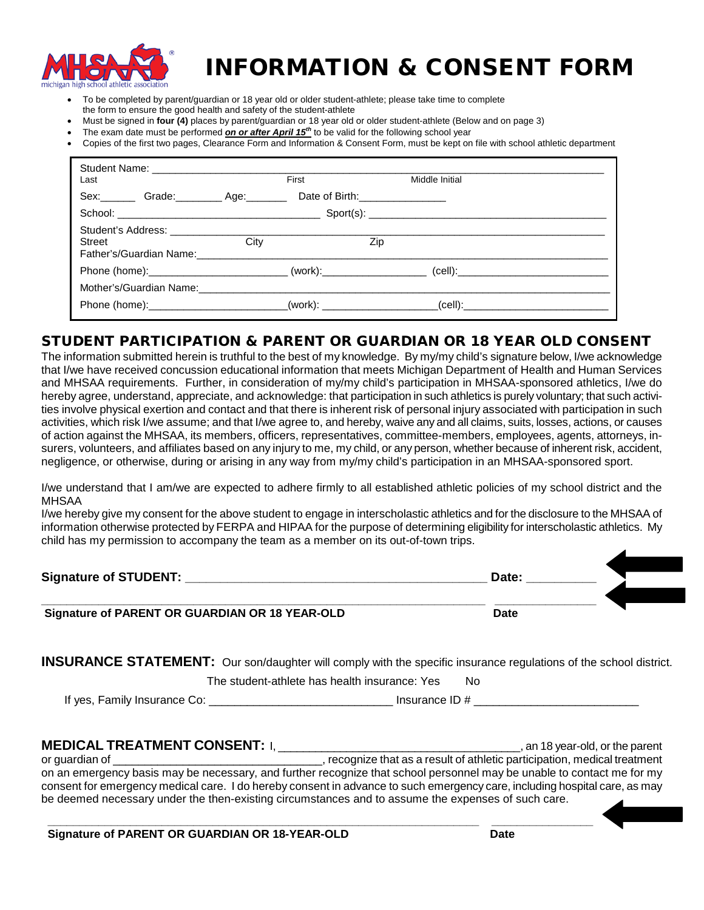# INFORMATION & CONSENT FORM

- To be completed by parent/guardian or 18 year old or older student-athlete; please take time to complete the form to ensure the good health and safety of the student-athlete
- Must be signed in **four (4)** places by parent/guardian or 18 year old or older student-athlete (Below and on page 3)
- The exam date must be performed ***on or after April 15th*** to be valid for the following school year
- Copies of the first two pages, Clearance Form and Information & Consent Form, must be kept on file with school athletic department

Student Name: ____________________________________________________________
Last First Middle Initial

Sex:______ Grade:________ Age:_______ Date of Birth:_______________

School: ___________________________________ Sport(s): ___________________________________

Student's Address: ____________________________________________________________
Street City Zip

Father's/Guardian Name:____________________________________________________________

Phone (home):________________________ (work):__________________ (cell):__________________________

Mother's/Guardian Name:____________________________________________________________

Phone (home):_______________________(work): ___________________(cell):_________________________

## STUDENT PARTICIPATION & PARENT OR GUARDIAN OR 18 YEAR OLD CONSENT

The information submitted herein is truthful to the best of my knowledge. By my/my child's signature below, I/we acknowledge that I/we have received concussion educational information that meets Michigan Department of Health and Human Services and MHSAA requirements. Further, in consideration of my/my child's participation in MHSAA-sponsored athletics, I/we do hereby agree, understand, appreciate, and acknowledge: that participation in such athletics is purely voluntary; that such activities involve physical exertion and contact and that there is inherent risk of personal injury associated with participation in such activities, which risk I/we assume; and that I/we agree to, and hereby, waive any and all claims, suits, losses, actions, or causes of action against the MHSAA, its members, officers, representatives, committee-members, employees, agents, attorneys, insurers, volunteers, and affiliates based on any injury to me, my child, or any person, whether because of inherent risk, accident, negligence, or otherwise, during or arising in any way from my/my child's participation in an MHSAA-sponsored sport.

I/we understand that I am/we are expected to adhere firmly to all established athletic policies of my school district and the MHSAA

I/we hereby give my consent for the above student to engage in interscholastic athletics and for the disclosure to the MHSAA of information otherwise protected by FERPA and HIPAA for the purpose of determining eligibility for interscholastic athletics. My child has my permission to accompany the team as a member on its out-of-town trips.

**Signature of STUDENT:** _____________________________________________ **Date:** __________

_______________________________________________________________ _______________

**Signature of PARENT OR GUARDIAN OR 18 YEAR-OLD** **Date**

**INSURANCE STATEMENT:** Our son/daughter will comply with the specific insurance regulations of the school district.

The student-athlete has health insurance: Yes No

If yes, Family Insurance Co: ____________________________ Insurance ID # _________________________

**MEDICAL TREATMENT CONSENT:** I, _____________________________________, an 18 year-old, or the parent or guardian of ________________________________, recognize that as a result of athletic participation, medical treatment on an emergency basis may be necessary, and further recognize that school personnel may be unable to contact me for my consent for emergency medical care. I do hereby consent in advance to such emergency care, including hospital care, as may be deemed necessary under the then-existing circumstances and to assume the expenses of such care.

_______________________________________________________________ _______________

**Signature of PARENT OR GUARDIAN OR 18-YEAR-OLD** **Date**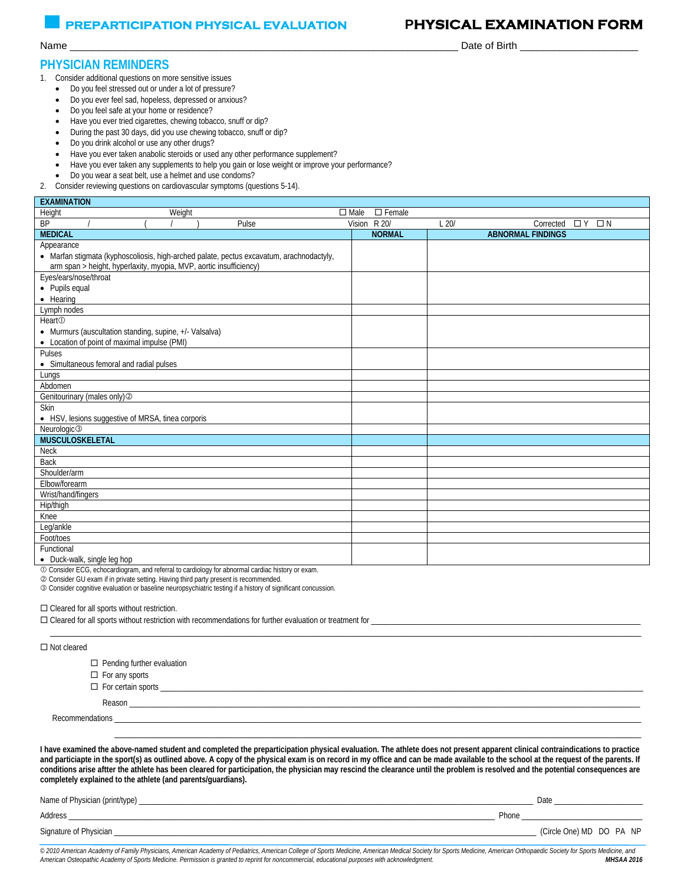# PREPARTICIPATION PHYSICAL EVALUATION

# PHYSICAL EXAMINATION FORM

Name ______________________________________________ Date of Birth ____________________

## PHYSICIAN REMINDERS

1. Consider additional questions on more sensitive issues
   - Do you feel stressed out or under a lot of pressure?
   - Do you ever feel sad, hopeless, depressed or anxious?
   - Do you feel safe at your home or residence?
   - Have you ever tried cigarettes, chewing tobacco, snuff or dip?
   - During the past 30 days, did you use chewing tobacco, snuff or dip?
   - Do you drink alcohol or use any other drugs?
   - Have you ever taken anabolic steroids or used any other performance supplement?
   - Have you ever taken any supplements to help you gain or lose weight or improve your performance?
   - Do you wear a seat belt, use a helmet and use condoms?
2. Consider reviewing questions on cardiovascular symptoms (questions 5-14).

| EXAMINATION | | |
|---|---|---|
| Height Weight | ☐ Male ☐ Female | |
| BP / ( / ) Pulse | Vision R 20/ | L 20/ Corrected ☐ Y ☐ N |
| **MEDICAL** | **NORMAL** | **ABNORMAL FINDINGS** |
| Appearance<br>• Marfan stigmata (kyphoscoliosis, high-arched palate, pectus excavatum, arachnodactyly, arm span > height, hyperlaxity, myopia, MVP, aortic insufficiency) | | |
| Eyes/ears/nose/throat<br>• Pupils equal<br>• Hearing | | |
| Lymph nodes | | |
| Heart①<br>• Murmurs (auscultation standing, supine, +/- Valsalva)<br>• Location of point of maximal impulse (PMI) | | |
| Pulses<br>• Simultaneous femoral and radial pulses | | |
| Lungs | | |
| Abdomen | | |
| Genitourinary (males only)② | | |
| Skin<br>• HSV, lesions suggestive of MRSA, tinea corporis | | |
| Neurologic③ | | |
| **MUSCULOSKELETAL** | | |
| Neck | | |
| Back | | |
| Shoulder/arm | | |
| Elbow/forearm | | |
| Wrist/hand/fingers | | |
| Hip/thigh | | |
| Knee | | |
| Leg/ankle | | |
| Foot/toes | | |
| Functional<br>• Duck-walk, single leg hop | | |

① Consider ECG, echocardiogram, and referral to cardiology for abnormal cardiac history or exam.
② Consider GU exam if in private setting. Having third party present is recommended.
③ Consider cognitive evaluation or baseline neuropsychiatric testing if a history of significant concussion.

☐ Cleared for all sports without restriction.

☐ Cleared for all sports without restriction with recommendations for further evaluation or treatment for ______________________________

☐ Not cleared

- ☐ Pending further evaluation
- ☐ For any sports
- ☐ For certain sports ______________________________

Reason ______________________________

Recommendations ______________________________

**I have examined the above-named student and completed the preparticipation physical evaluation. The athlete does not present apparent clinical contraindications to practice and particiapte in the sport(s) as outlined above. A copy of the physical exam is on record in my office and can be made available to the school at the request of the parents. If conditions arise aftter the athlete has been cleared for participation, the physician may rescind the clearance until the problem is resolved and the potential consequences are completely explained to the athlete (and parents/guardians).**

Name of Physician (print/type) ______________________________ Date ____________

Address ______________________________ Phone ____________

Signature of Physician ______________________________ (Circle One) MD DO PA NP

*© 2010 American Academy of Family Physicians, American Academy of Pediatrics, American College of Sports Medicine, American Medical Society for Sports Medicine, American Orthopaedic Society for Sports Medicine, and American Osteopathic Academy of Sports Medicine. Permission is granted to reprint for noncommercial, educational purposes with acknowledgment.* ***MHSAA 2016***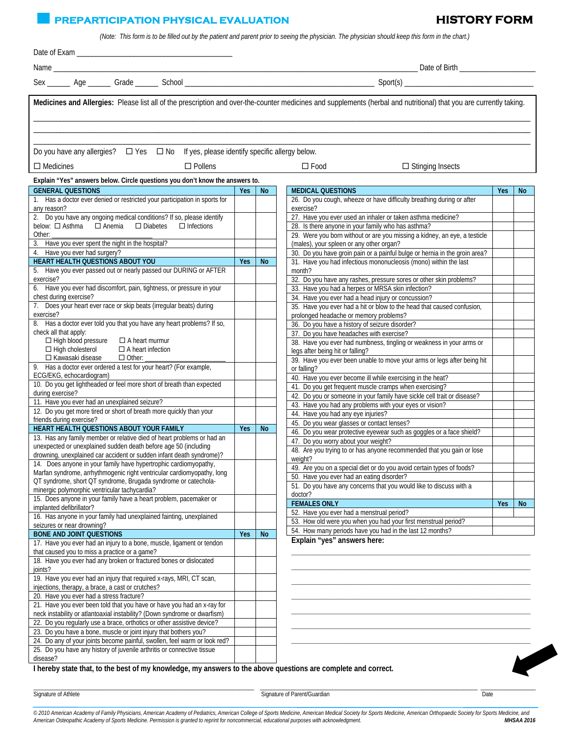# PREPARTICIPATION PHYSICAL EVALUATION

# HISTORY FORM

*(Note: This form is to be filled out by the patient and parent prior to seeing the physician. The physician should keep this form in the chart.)*

Date of Exam ________________________________________

Name ______________________________________________________________________________________ Date of Birth ___________________

Sex ______ Age ______ Grade ______ School ________________________________________________ Sport(s) _________________________________

**Medicines and Allergies:** Please list all of the prescription and over-the-counter medicines and supplements (herbal and nutritional) that you are currently taking.

_______________________________________________________________________________________________________________

_______________________________________________________________________________________________________________

_______________________________________________________________________________________________________________

Do you have any allergies? ☐ Yes ☐ No If yes, please identify specific allergy below.

☐ Medicines ☐ Pollens ☐ Food ☐ Stinging Insects

**Explain "Yes" answers below. Circle questions you don't know the answers to.**

| GENERAL QUESTIONS | Yes | No |
|---|---|---|
| 1. Has a doctor ever denied or restricted your participation in sports for any reason? | | |
| 2. Do you have any ongoing medical conditions? If so, please identify below: ☐ Asthma ☐ Anemia ☐ Diabetes ☐ Infections Other: ____________________ | | |
| 3. Have you ever spent the night in the hospital? | | |
| 4. Have you ever had surgery? | | |
| **HEART HEALTH QUESTIONS ABOUT YOU** | **Yes** | **No** |
| 5. Have you ever passed out or nearly passed our DURING or AFTER exercise? | | |
| 6. Have you ever had discomfort, pain, tightness, or pressure in your chest during exercise? | | |
| 7. Does your heart ever race or skip beats (irregular beats) during exercise? | | |
| 8. Has a doctor ever told you that you have any heart problems? If so, check all that apply: ☐ High blood pressure ☐ A heart murmur ☐ High cholesterol ☐ A heart infection ☐ Kawasaki disease ☐ Other: ____________ | | |
| 9. Has a doctor ever ordered a test for your heart? (For example, ECG/EKG, echocardiogram) | | |
| 10. Do you get lightheaded or feel more short of breath than expected during exercise? | | |
| 11. Have you ever had an unexplained seizure? | | |
| 12. Do you get more tired or short of breath more quickly than your friends during exercise? | | |
| **HEART HEALTH QUESTIONS ABOUT YOUR FAMILY** | **Yes** | **No** |
| 13. Has any family member or relative died of heart problems or had an unexpected or unexplained sudden death before age 50 (including drowning, unexplained car accident or sudden infant death syndrome)? | | |
| 14. Does anyone in your family have hypertrophic cardiomyopathy, Marfan syndrome, arrhythmogenic right ventricular cardiomyopathy, long QT syndrome, short QT syndrome, Brugada syndrome or catecholaminergic polymorphic ventricular tachycardia? | | |
| 15. Does anyone in your family have a heart problem, pacemaker or implanted defibrillator? | | |
| 16. Has anyone in your family had unexplained fainting, unexplained seizures or near drowning? | | |
| **BONE AND JOINT QUESTIONS** | **Yes** | **No** |
| 17. Have you ever had an injury to a bone, muscle, ligament or tendon that caused you to miss a practice or a game? | | |
| 18. Have you ever had any broken or fractured bones or dislocated joints? | | |
| 19. Have you ever had an injury that required x-rays, MRI, CT scan, injections, therapy, a brace, a cast or crutches? | | |
| 20. Have you ever had a stress fracture? | | |
| 21. Have you ever been told that you have or have you had an x-ray for neck instability or atlantoaxial instability? (Down syndrome or dwarfism) | | |
| 22. Do you regularly use a brace, orthotics or other assistive device? | | |
| 23. Do you have a bone, muscle or joint injury that bothers you? | | |
| 24. Do any of your joints become painful, swollen, feel warm or look red? | | |
| 25. Do you have any history of juvenile arthritis or connective tissue disease? | | |

| MEDICAL QUESTIONS | Yes | No |
|---|---|---|
| 26. Do you cough, wheeze or have difficulty breathing during or after exercise? | | |
| 27. Have you ever used an inhaler or taken asthma medicine? | | |
| 28. Is there anyone in your family who has asthma? | | |
| 29. Were you born without or are you missing a kidney, an eye, a testicle (males), your spleen or any other organ? | | |
| 30. Do you have groin pain or a painful bulge or hernia in the groin area? | | |
| 31. Have you had infectious mononucleosis (mono) within the last month? | | |
| 32. Do you have any rashes, pressure sores or other skin problems? | | |
| 33. Have you had a herpes or MRSA skin infection? | | |
| 34. Have you ever had a head injury or concussion? | | |
| 35. Have you ever had a hit or blow to the head that caused confusion, prolonged headache or memory problems? | | |
| 36. Do you have a history of seizure disorder? | | |
| 37. Do you have headaches with exercise? | | |
| 38. Have you ever had numbness, tingling or weakness in your arms or legs after being hit or falling? | | |
| 39. Have you ever been unable to move your arms or legs after being hit or falling? | | |
| 40. Have you ever become ill while exercising in the heat? | | |
| 41. Do you get frequent muscle cramps when exercising? | | |
| 42. Do you or someone in your family have sickle cell trait or disease? | | |
| 43. Have you had any problems with your eyes or vision? | | |
| 44. Have you had any eye injuries? | | |
| 45. Do you wear glasses or contact lenses? | | |
| 46. Do you wear protective eyewear such as goggles or a face shield? | | |
| 47. Do you worry about your weight? | | |
| 48. Are you trying to or has anyone recommended that you gain or lose weight? | | |
| 49. Are you on a special diet or do you avoid certain types of foods? | | |
| 50. Have you ever had an eating disorder? | | |
| 51. Do you have any concerns that you would like to discuss with a doctor? | | |
| **FEMALES ONLY** | **Yes** | **No** |
| 52. Have you ever had a menstrual period? | | |
| 53. How old were you when you had your first menstrual period? | | |
| 54. How many periods have you had in the last 12 months? | | |

**Explain "yes" answers here:**

_______________________________________________________________

_______________________________________________________________

_______________________________________________________________

_______________________________________________________________

_______________________________________________________________

_______________________________________________________________

_______________________________________________________________

**I hereby state that, to the best of my knowledge, my answers to the above questions are complete and correct.**

_____________________________________ _____________________________________ _______________

Signature of Athlete Signature of Parent/Guardian Date

*© 2010 American Academy of Family Physicians, American Academy of Pediatrics, American College of Sports Medicine, American Medical Society for Sports Medicine, American Orthopaedic Society for Sports Medicine, and American Osteopathic Academy of Sports Medicine. Permission is granted to reprint for noncommercial, educational purposes with acknowledgment.*

***MHSAA 2016***